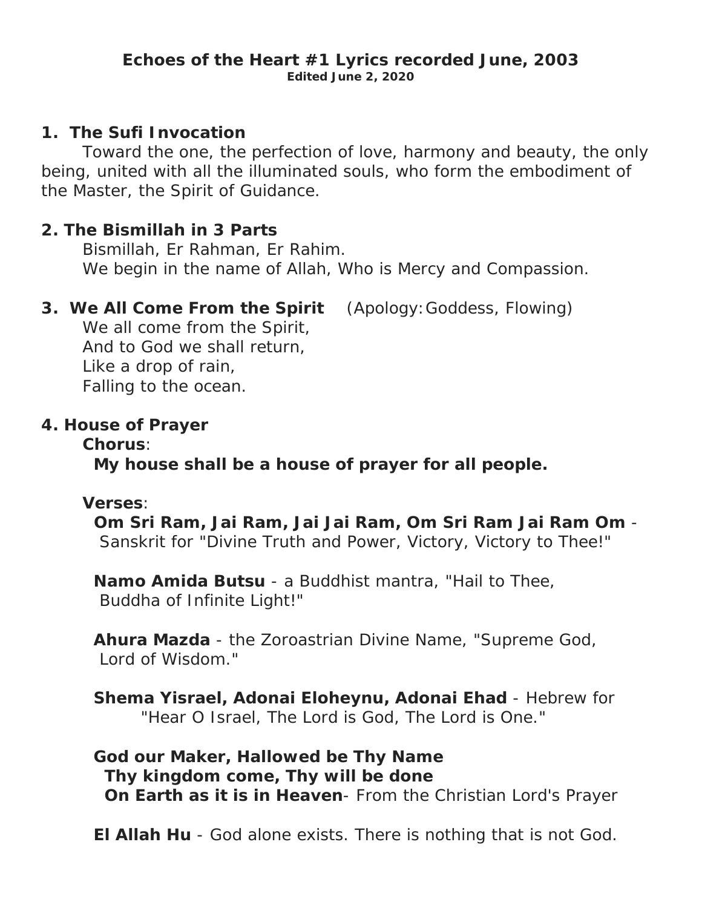# Echoes of the Heart #1 Lyrics recorded June, 2003

**Edited June 2, 2020**

## 1. The Sufi Invocation

Toward the one, the perfection of love, harmony and beauty, the only being, united with all the illuminated souls, who form the embodiment of the Master, the Spirit of Guidance.

## 2. The Bismillah in 3 Parts

Bismillah, Er Rahman, Er Rahim.
We begin in the name of Allah, Who is Mercy and Compassion.

## 3. We All Come From the Spirit (Apology: Goddess, Flowing)

We all come from the Spirit,
And to God we shall return,
Like a drop of rain,
Falling to the ocean.

## 4. House of Prayer

**Chorus**:

**My house shall be a house of prayer for all people.**

**Verses**:

**Om Sri Ram, Jai Ram, Jai Jai Ram, Om Sri Ram Jai Ram Om** - Sanskrit for "Divine Truth and Power, Victory, Victory to Thee!"

**Namo Amida Butsu** - a Buddhist mantra, "Hail to Thee, Buddha of Infinite Light!"

**Ahura Mazda** - the Zoroastrian Divine Name, "Supreme God, Lord of Wisdom."

**Shema Yisrael, Adonai Eloheynu, Adonai Ehad** - Hebrew for "Hear O Israel, The Lord is God, The Lord is One."

**God our Maker, Hallowed be Thy Name**
**Thy kingdom come, Thy will be done**
**On Earth as it is in Heaven**- From the Christian Lord's Prayer

**El Allah Hu** - God alone exists. There is nothing that is not God.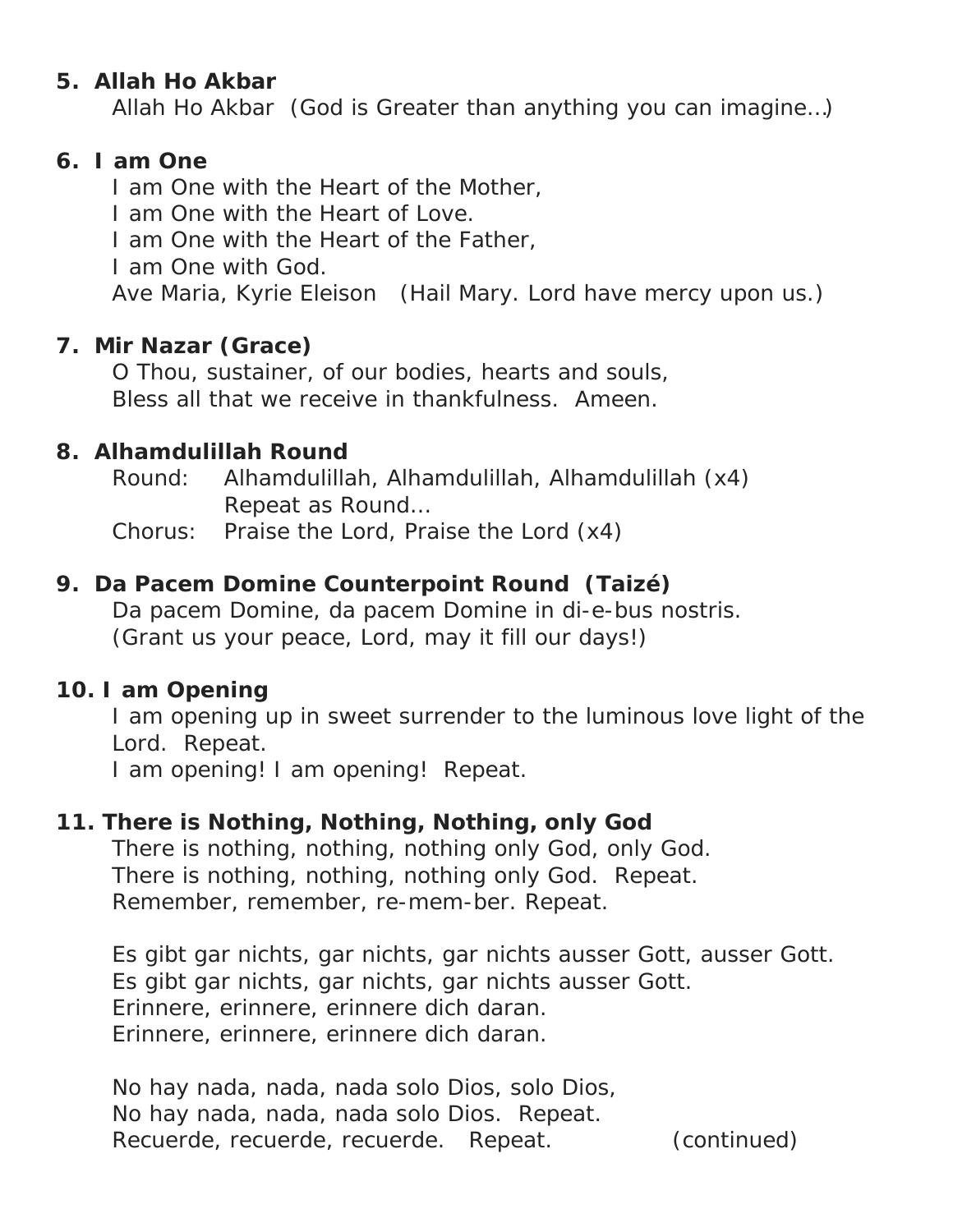**5. Allah Ho Akbar**

Allah Ho Akbar (God is Greater than anything you can imagine…)

**6. I am One**

I am One with the Heart of the Mother,
I am One with the Heart of Love.
I am One with the Heart of the Father,
I am One with God.
Ave Maria, Kyrie Eleison (Hail Mary. Lord have mercy upon us.)

**7. Mir Nazar (Grace)**

O Thou, sustainer, of our bodies, hearts and souls,
Bless all that we receive in thankfulness. Ameen.

**8. Alhamdulillah Round**

Round: Alhamdulillah, Alhamdulillah, Alhamdulillah (x4)
Repeat as Round…
Chorus: Praise the Lord, Praise the Lord (x4)

**9. Da Pacem Domine Counterpoint Round (Taizé)**

Da pacem Domine, da pacem Domine in di-e-bus nostris.
(Grant us your peace, Lord, may it fill our days!)

**10. I am Opening**

I am opening up in sweet surrender to the luminous love light of the Lord. Repeat.
I am opening! I am opening! Repeat.

**11. There is Nothing, Nothing, Nothing, only God**

There is nothing, nothing, nothing only God, only God.
There is nothing, nothing, nothing only God. Repeat.
Remember, remember, re-mem-ber. Repeat.

Es gibt gar nichts, gar nichts, gar nichts ausser Gott, ausser Gott.
Es gibt gar nichts, gar nichts, gar nichts ausser Gott.
Erinnere, erinnere, erinnere dich daran.
Erinnere, erinnere, erinnere dich daran.

No hay nada, nada, nada solo Dios, solo Dios,
No hay nada, nada, nada solo Dios. Repeat.
Recuerde, recuerde, recuerde. Repeat. (continued)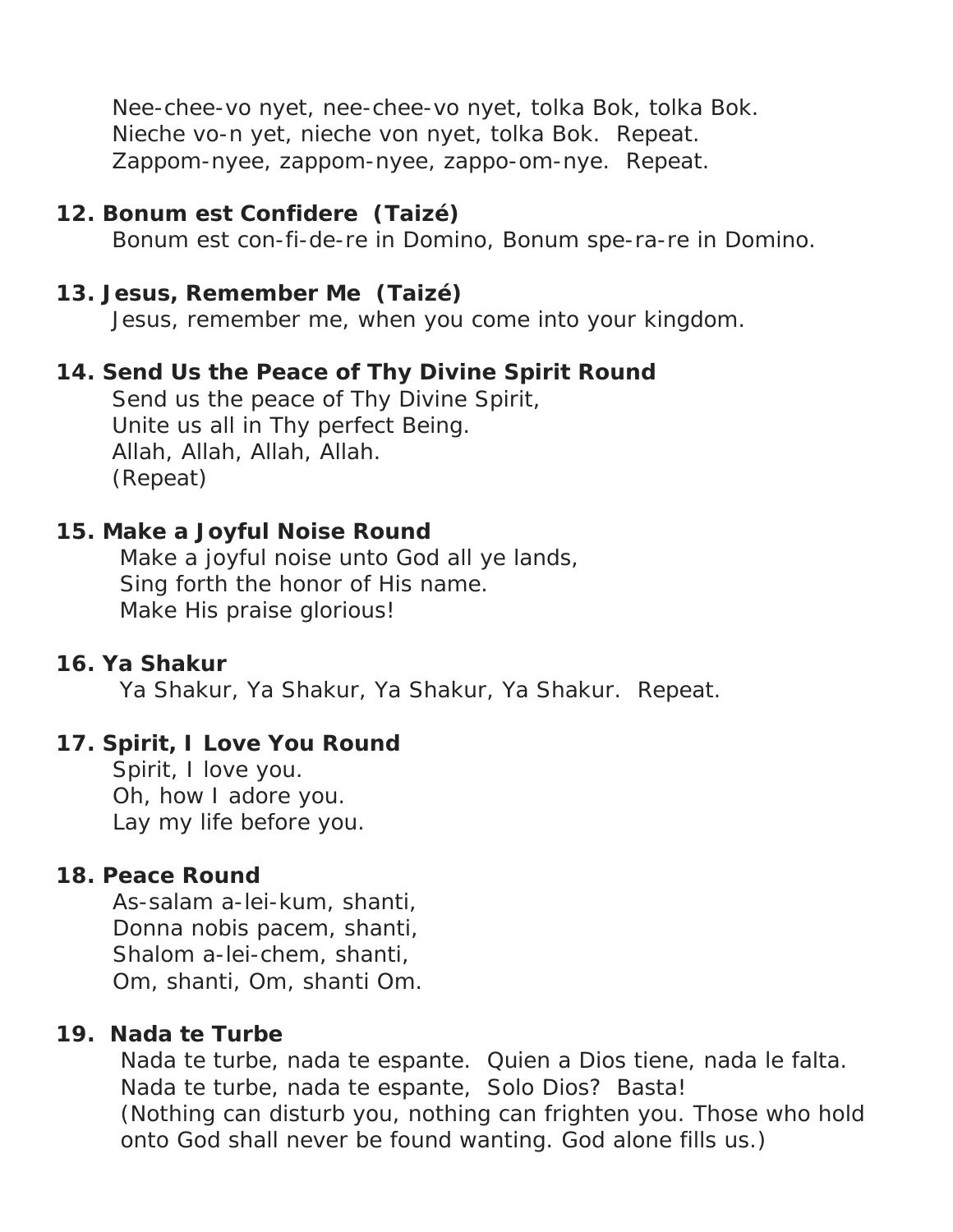Nee-chee-vo nyet, nee-chee-vo nyet, tolka Bok, tolka Bok.
Nieche vo-n yet, nieche von nyet, tolka Bok. Repeat.
Zappom-nyee, zappom-nyee, zappo-om-nye. Repeat.

**12. Bonum est Confidere (Taizé)**

Bonum est con-fi-de-re in Domino, Bonum spe-ra-re in Domino.

**13. Jesus, Remember Me (Taizé)**

Jesus, remember me, when you come into your kingdom.

**14. Send Us the Peace of Thy Divine Spirit Round**

Send us the peace of Thy Divine Spirit,
Unite us all in Thy perfect Being.
Allah, Allah, Allah, Allah.
(Repeat)

**15. Make a Joyful Noise Round**

Make a joyful noise unto God all ye lands,
Sing forth the honor of His name.
Make His praise glorious!

**16. Ya Shakur**

Ya Shakur, Ya Shakur, Ya Shakur, Ya Shakur. Repeat.

**17. Spirit, I Love You Round**

Spirit, I love you.
Oh, how I adore you.
Lay my life before you.

**18. Peace Round**

As-salam a-lei-kum, shanti,
Donna nobis pacem, shanti,
Shalom a-lei-chem, shanti,
Om, shanti, Om, shanti Om.

**19. Nada te Turbe**

Nada te turbe, nada te espante. Quien a Dios tiene, nada le falta.
Nada te turbe, nada te espante, Solo Dios? Basta!
(Nothing can disturb you, nothing can frighten you. Those who hold onto God shall never be found wanting. God alone fills us.)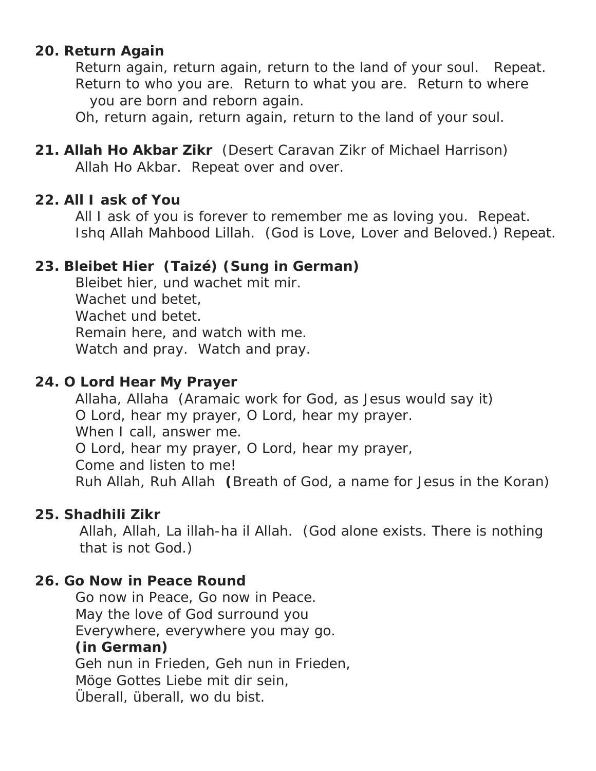**20. Return Again**

Return again, return again, return to the land of your soul.   Repeat.
Return to who you are.  Return to what you are.  Return to where you are born and reborn again.
Oh, return again, return again, return to the land of your soul.

**21. Allah Ho Akbar Zikr**  (Desert Caravan Zikr of Michael Harrison)

Allah Ho Akbar.  Repeat over and over.

**22. All I ask of You**

All I ask of you is forever to remember me as loving you.  Repeat.
Ishq Allah Mahbood Lillah.  (God is Love, Lover and Beloved.) Repeat.

**23. Bleibet Hier  (Taizé) (Sung in German)**

Bleibet hier, und wachet mit mir.
Wachet und betet,
Wachet und betet.
Remain here, and watch with me.
Watch and pray.  Watch and pray.

**24. O Lord Hear My Prayer**

Allaha, Allaha  (Aramaic work for God, as Jesus would say it)
O Lord, hear my prayer, O Lord, hear my prayer.
When I call, answer me.
O Lord, hear my prayer, O Lord, hear my prayer,
Come and listen to me!
Ruh Allah, Ruh Allah  **(**Breath of God, a name for Jesus in the Koran)

**25. Shadhili Zikr**

Allah, Allah, La illah-ha il Allah.  (God alone exists. There is nothing that is not God.)

**26. Go Now in Peace Round**

Go now in Peace, Go now in Peace.
May the love of God surround you
Everywhere, everywhere you may go.
**(in German)**
Geh nun in Frieden, Geh nun in Frieden,
Möge Gottes Liebe mit dir sein,
Überall, überall, wo du bist.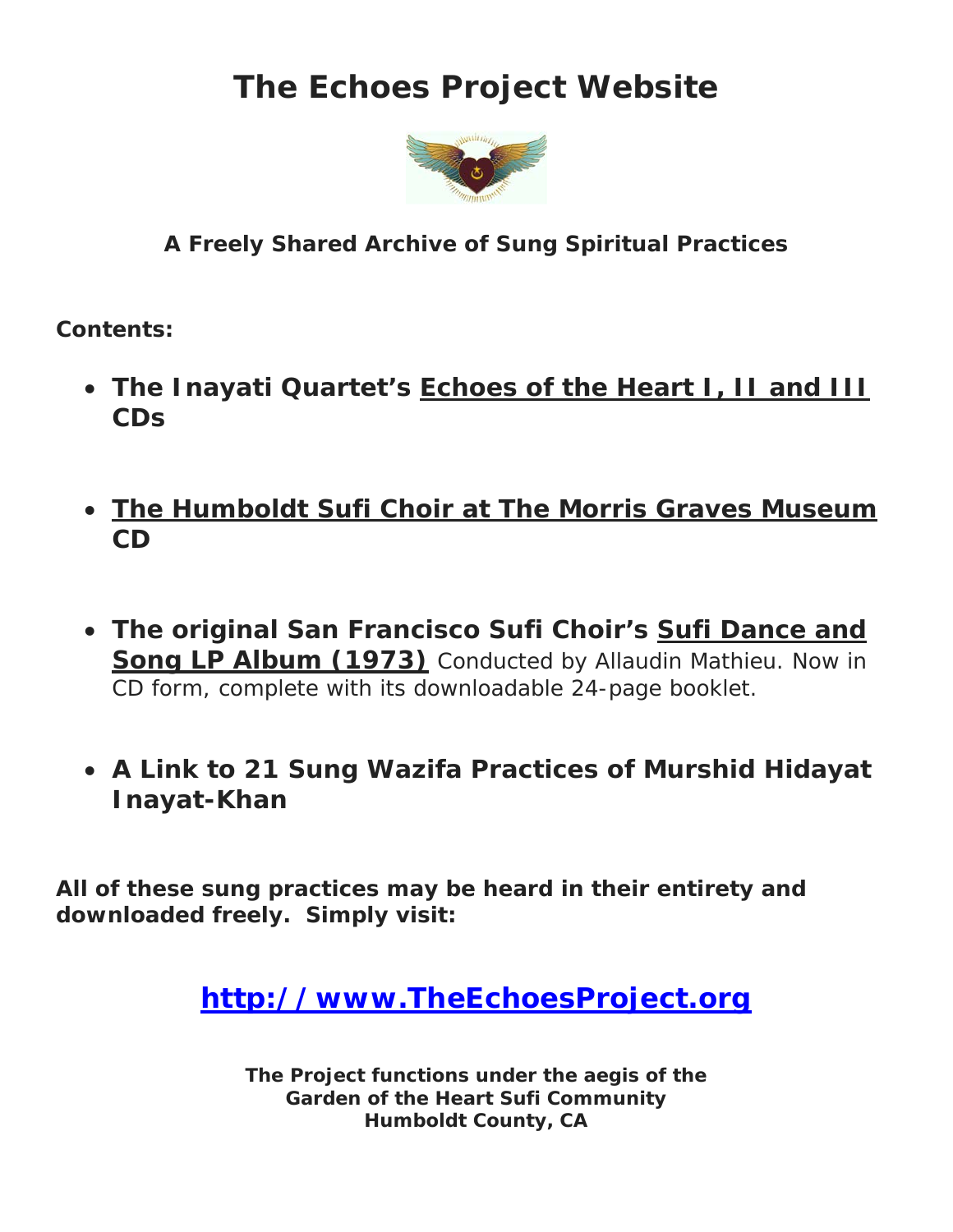# The Echoes Project Website

**A Freely Shared Archive of Sung Spiritual Practices**

**Contents:**

- **The Inayati Quartet's Echoes of the Heart I, II and III CDs**

- **The Humboldt Sufi Choir at The Morris Graves Museum CD**

- **The original San Francisco Sufi Choir's Sufi Dance and Song LP Album (1973)** Conducted by Allaudin Mathieu. Now in CD form, complete with its downloadable 24-page booklet.

- **A Link to 21 Sung Wazifa Practices of Murshid Hidayat Inayat-Khan**

**All of these sung practices may be heard in their entirety and downloaded freely. Simply visit:**

**http://www.TheEchoesProject.org**

**The Project functions under the aegis of the Garden of the Heart Sufi Community Humboldt County, CA**